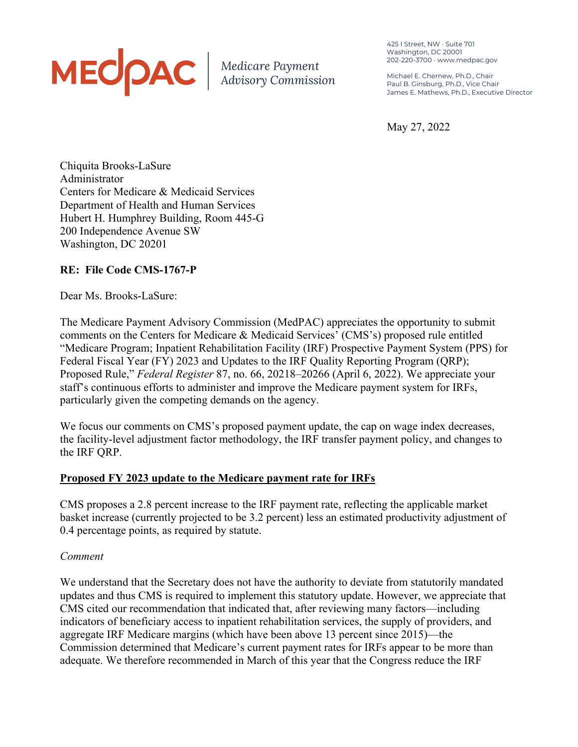**MEDPAC** | *Medicare Payment Advisory Commission*

425 I Street, NW • Suite 701
Washington, DC 20001
202-220-3700 • www.medpac.gov

Michael E. Chernew, Ph.D., Chair
Paul B. Ginsburg, Ph.D., Vice Chair
James E. Mathews, Ph.D., Executive Director

May 27, 2022

Chiquita Brooks-LaSure
Administrator
Centers for Medicare & Medicaid Services
Department of Health and Human Services
Hubert H. Humphrey Building, Room 445-G
200 Independence Avenue SW
Washington, DC 20201

**RE: File Code CMS-1767-P**

Dear Ms. Brooks-LaSure:

The Medicare Payment Advisory Commission (MedPAC) appreciates the opportunity to submit comments on the Centers for Medicare & Medicaid Services' (CMS's) proposed rule entitled "Medicare Program; Inpatient Rehabilitation Facility (IRF) Prospective Payment System (PPS) for Federal Fiscal Year (FY) 2023 and Updates to the IRF Quality Reporting Program (QRP); Proposed Rule," *Federal Register* 87, no. 66, 20218–20266 (April 6, 2022). We appreciate your staff's continuous efforts to administer and improve the Medicare payment system for IRFs, particularly given the competing demands on the agency.

We focus our comments on CMS's proposed payment update, the cap on wage index decreases, the facility-level adjustment factor methodology, the IRF transfer payment policy, and changes to the IRF QRP.

**Proposed FY 2023 update to the Medicare payment rate for IRFs**

CMS proposes a 2.8 percent increase to the IRF payment rate, reflecting the applicable market basket increase (currently projected to be 3.2 percent) less an estimated productivity adjustment of 0.4 percentage points, as required by statute.

*Comment*

We understand that the Secretary does not have the authority to deviate from statutorily mandated updates and thus CMS is required to implement this statutory update. However, we appreciate that CMS cited our recommendation that indicated that, after reviewing many factors—including indicators of beneficiary access to inpatient rehabilitation services, the supply of providers, and aggregate IRF Medicare margins (which have been above 13 percent since 2015)—the Commission determined that Medicare's current payment rates for IRFs appear to be more than adequate. We therefore recommended in March of this year that the Congress reduce the IRF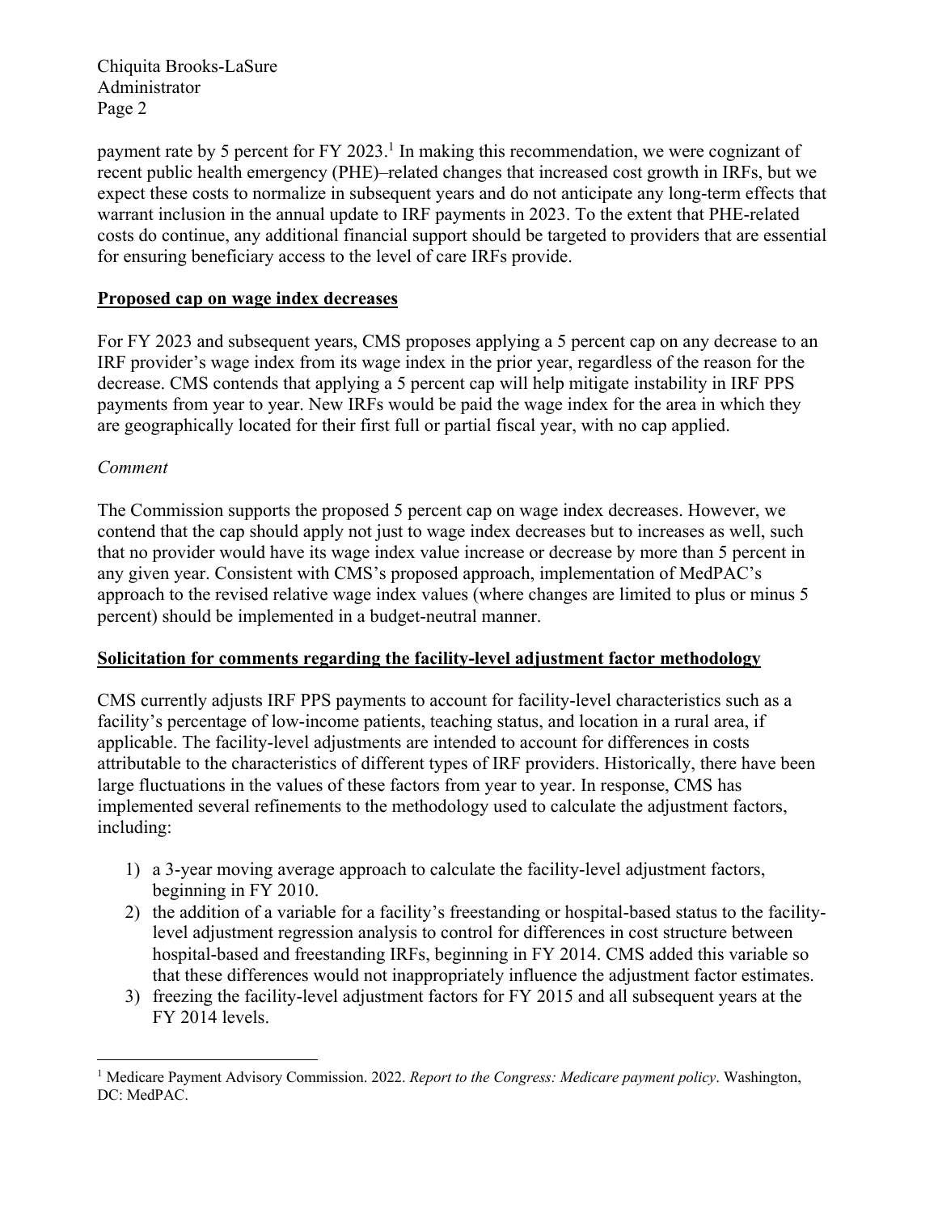payment rate by 5 percent for FY 2023.[1] In making this recommendation, we were cognizant of recent public health emergency (PHE)–related changes that increased cost growth in IRFs, but we expect these costs to normalize in subsequent years and do not anticipate any long-term effects that warrant inclusion in the annual update to IRF payments in 2023. To the extent that PHE-related costs do continue, any additional financial support should be targeted to providers that are essential for ensuring beneficiary access to the level of care IRFs provide.

**Proposed cap on wage index decreases**

For FY 2023 and subsequent years, CMS proposes applying a 5 percent cap on any decrease to an IRF provider's wage index from its wage index in the prior year, regardless of the reason for the decrease. CMS contends that applying a 5 percent cap will help mitigate instability in IRF PPS payments from year to year. New IRFs would be paid the wage index for the area in which they are geographically located for their first full or partial fiscal year, with no cap applied.

*Comment*

The Commission supports the proposed 5 percent cap on wage index decreases. However, we contend that the cap should apply not just to wage index decreases but to increases as well, such that no provider would have its wage index value increase or decrease by more than 5 percent in any given year. Consistent with CMS's proposed approach, implementation of MedPAC's approach to the revised relative wage index values (where changes are limited to plus or minus 5 percent) should be implemented in a budget-neutral manner.

**Solicitation for comments regarding the facility-level adjustment factor methodology**

CMS currently adjusts IRF PPS payments to account for facility-level characteristics such as a facility's percentage of low-income patients, teaching status, and location in a rural area, if applicable. The facility-level adjustments are intended to account for differences in costs attributable to the characteristics of different types of IRF providers. Historically, there have been large fluctuations in the values of these factors from year to year. In response, CMS has implemented several refinements to the methodology used to calculate the adjustment factors, including:

1) a 3-year moving average approach to calculate the facility-level adjustment factors, beginning in FY 2010.
2) the addition of a variable for a facility's freestanding or hospital-based status to the facility-level adjustment regression analysis to control for differences in cost structure between hospital-based and freestanding IRFs, beginning in FY 2014. CMS added this variable so that these differences would not inappropriately influence the adjustment factor estimates.
3) freezing the facility-level adjustment factors for FY 2015 and all subsequent years at the FY 2014 levels.

[1] Medicare Payment Advisory Commission. 2022. *Report to the Congress: Medicare payment policy*. Washington, DC: MedPAC.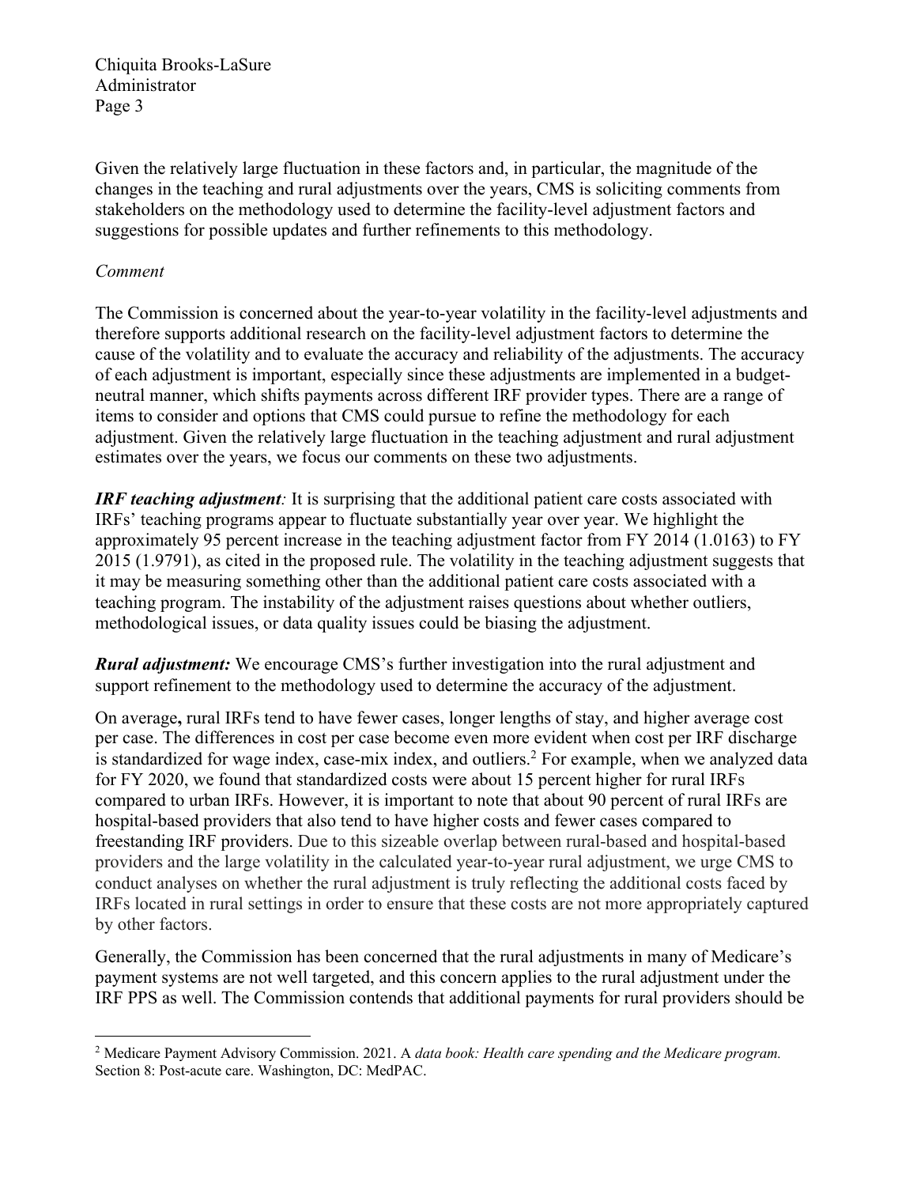Given the relatively large fluctuation in these factors and, in particular, the magnitude of the changes in the teaching and rural adjustments over the years, CMS is soliciting comments from stakeholders on the methodology used to determine the facility-level adjustment factors and suggestions for possible updates and further refinements to this methodology.

*Comment*

The Commission is concerned about the year-to-year volatility in the facility-level adjustments and therefore supports additional research on the facility-level adjustment factors to determine the cause of the volatility and to evaluate the accuracy and reliability of the adjustments. The accuracy of each adjustment is important, especially since these adjustments are implemented in a budget-neutral manner, which shifts payments across different IRF provider types. There are a range of items to consider and options that CMS could pursue to refine the methodology for each adjustment. Given the relatively large fluctuation in the teaching adjustment and rural adjustment estimates over the years, we focus our comments on these two adjustments.

***IRF teaching adjustment:*** It is surprising that the additional patient care costs associated with IRFs' teaching programs appear to fluctuate substantially year over year. We highlight the approximately 95 percent increase in the teaching adjustment factor from FY 2014 (1.0163) to FY 2015 (1.9791), as cited in the proposed rule. The volatility in the teaching adjustment suggests that it may be measuring something other than the additional patient care costs associated with a teaching program. The instability of the adjustment raises questions about whether outliers, methodological issues, or data quality issues could be biasing the adjustment.

***Rural adjustment:*** We encourage CMS's further investigation into the rural adjustment and support refinement to the methodology used to determine the accuracy of the adjustment.

On average**,** rural IRFs tend to have fewer cases, longer lengths of stay, and higher average cost per case. The differences in cost per case become even more evident when cost per IRF discharge is standardized for wage index, case-mix index, and outliers.[2] For example, when we analyzed data for FY 2020, we found that standardized costs were about 15 percent higher for rural IRFs compared to urban IRFs. However, it is important to note that about 90 percent of rural IRFs are hospital-based providers that also tend to have higher costs and fewer cases compared to freestanding IRF providers. Due to this sizeable overlap between rural-based and hospital-based providers and the large volatility in the calculated year-to-year rural adjustment, we urge CMS to conduct analyses on whether the rural adjustment is truly reflecting the additional costs faced by IRFs located in rural settings in order to ensure that these costs are not more appropriately captured by other factors.

Generally, the Commission has been concerned that the rural adjustments in many of Medicare's payment systems are not well targeted, and this concern applies to the rural adjustment under the IRF PPS as well. The Commission contends that additional payments for rural providers should be

[2] Medicare Payment Advisory Commission. 2021. A *data book: Health care spending and the Medicare program.* Section 8: Post-acute care. Washington, DC: MedPAC.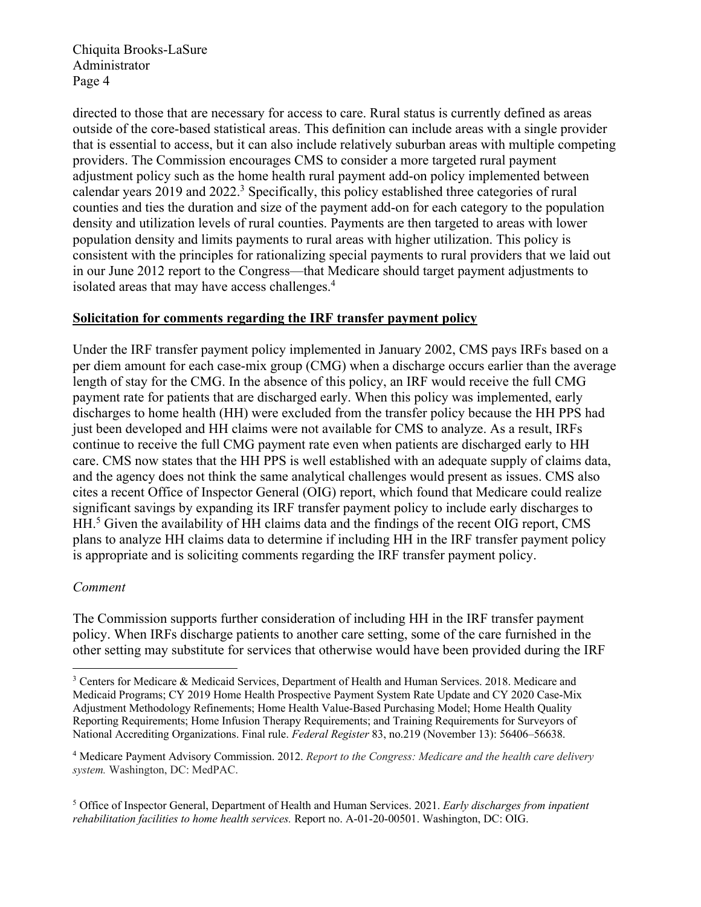directed to those that are necessary for access to care. Rural status is currently defined as areas outside of the core-based statistical areas. This definition can include areas with a single provider that is essential to access, but it can also include relatively suburban areas with multiple competing providers. The Commission encourages CMS to consider a more targeted rural payment adjustment policy such as the home health rural payment add-on policy implemented between calendar years 2019 and 2022.[3] Specifically, this policy established three categories of rural counties and ties the duration and size of the payment add-on for each category to the population density and utilization levels of rural counties. Payments are then targeted to areas with lower population density and limits payments to rural areas with higher utilization. This policy is consistent with the principles for rationalizing special payments to rural providers that we laid out in our June 2012 report to the Congress—that Medicare should target payment adjustments to isolated areas that may have access challenges.[4]

**Solicitation for comments regarding the IRF transfer payment policy**

Under the IRF transfer payment policy implemented in January 2002, CMS pays IRFs based on a per diem amount for each case-mix group (CMG) when a discharge occurs earlier than the average length of stay for the CMG. In the absence of this policy, an IRF would receive the full CMG payment rate for patients that are discharged early. When this policy was implemented, early discharges to home health (HH) were excluded from the transfer policy because the HH PPS had just been developed and HH claims were not available for CMS to analyze. As a result, IRFs continue to receive the full CMG payment rate even when patients are discharged early to HH care. CMS now states that the HH PPS is well established with an adequate supply of claims data, and the agency does not think the same analytical challenges would present as issues. CMS also cites a recent Office of Inspector General (OIG) report, which found that Medicare could realize significant savings by expanding its IRF transfer payment policy to include early discharges to HH.[5] Given the availability of HH claims data and the findings of the recent OIG report, CMS plans to analyze HH claims data to determine if including HH in the IRF transfer payment policy is appropriate and is soliciting comments regarding the IRF transfer payment policy.

*Comment*

The Commission supports further consideration of including HH in the IRF transfer payment policy. When IRFs discharge patients to another care setting, some of the care furnished in the other setting may substitute for services that otherwise would have been provided during the IRF

---

[3] Centers for Medicare & Medicaid Services, Department of Health and Human Services. 2018. Medicare and Medicaid Programs; CY 2019 Home Health Prospective Payment System Rate Update and CY 2020 Case-Mix Adjustment Methodology Refinements; Home Health Value-Based Purchasing Model; Home Health Quality Reporting Requirements; Home Infusion Therapy Requirements; and Training Requirements for Surveyors of National Accrediting Organizations. Final rule. *Federal Register* 83, no.219 (November 13): 56406–56638.

[4] Medicare Payment Advisory Commission. 2012. *Report to the Congress: Medicare and the health care delivery system.* Washington, DC: MedPAC.

[5] Office of Inspector General, Department of Health and Human Services. 2021. *Early discharges from inpatient rehabilitation facilities to home health services.* Report no. A-01-20-00501. Washington, DC: OIG.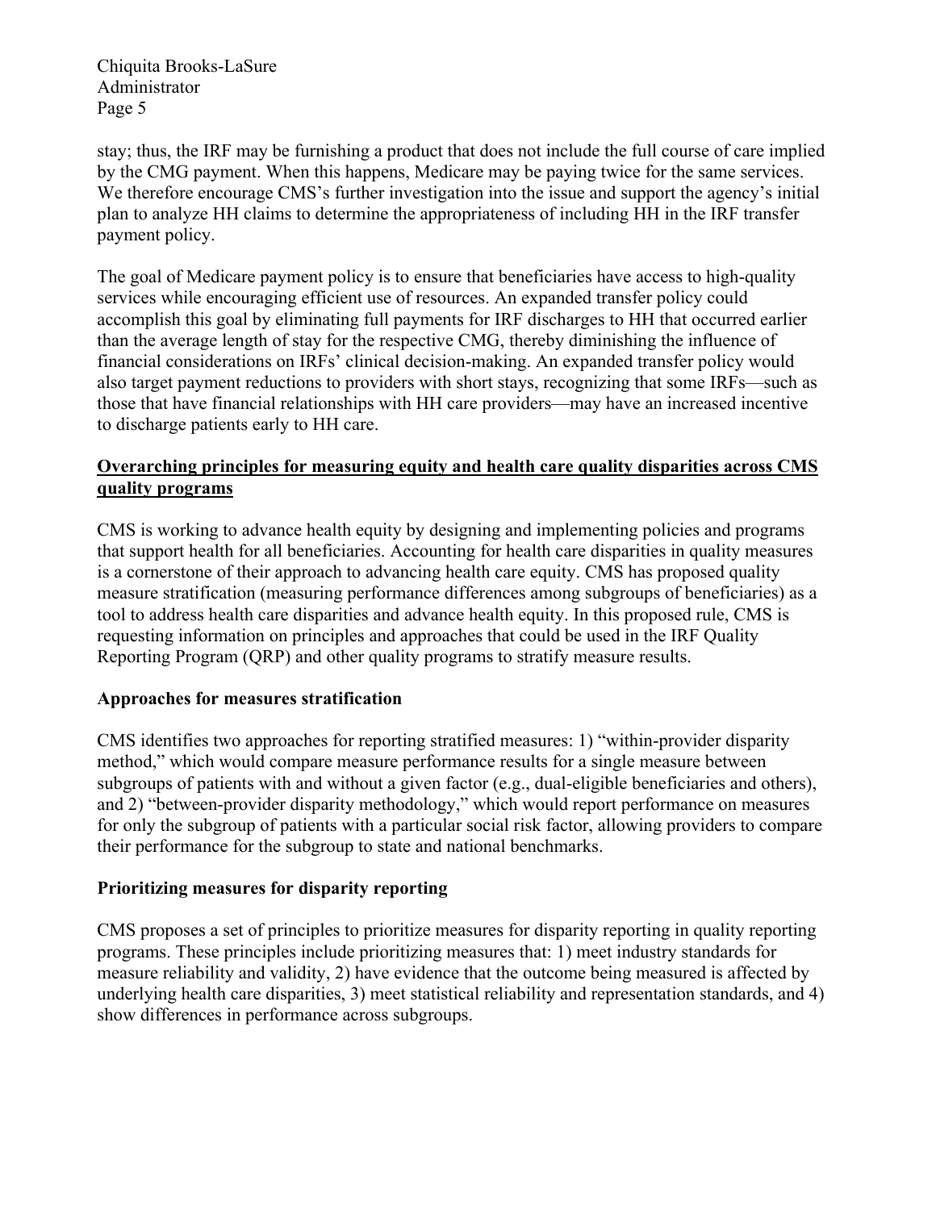stay; thus, the IRF may be furnishing a product that does not include the full course of care implied by the CMG payment. When this happens, Medicare may be paying twice for the same services. We therefore encourage CMS's further investigation into the issue and support the agency's initial plan to analyze HH claims to determine the appropriateness of including HH in the IRF transfer payment policy.

The goal of Medicare payment policy is to ensure that beneficiaries have access to high-quality services while encouraging efficient use of resources. An expanded transfer policy could accomplish this goal by eliminating full payments for IRF discharges to HH that occurred earlier than the average length of stay for the respective CMG, thereby diminishing the influence of financial considerations on IRFs' clinical decision-making. An expanded transfer policy would also target payment reductions to providers with short stays, recognizing that some IRFs—such as those that have financial relationships with HH care providers—may have an increased incentive to discharge patients early to HH care.

## Overarching principles for measuring equity and health care quality disparities across CMS quality programs

CMS is working to advance health equity by designing and implementing policies and programs that support health for all beneficiaries. Accounting for health care disparities in quality measures is a cornerstone of their approach to advancing health care equity. CMS has proposed quality measure stratification (measuring performance differences among subgroups of beneficiaries) as a tool to address health care disparities and advance health equity. In this proposed rule, CMS is requesting information on principles and approaches that could be used in the IRF Quality Reporting Program (QRP) and other quality programs to stratify measure results.

### Approaches for measures stratification

CMS identifies two approaches for reporting stratified measures: 1) "within-provider disparity method," which would compare measure performance results for a single measure between subgroups of patients with and without a given factor (e.g., dual-eligible beneficiaries and others), and 2) "between-provider disparity methodology," which would report performance on measures for only the subgroup of patients with a particular social risk factor, allowing providers to compare their performance for the subgroup to state and national benchmarks.

### Prioritizing measures for disparity reporting

CMS proposes a set of principles to prioritize measures for disparity reporting in quality reporting programs. These principles include prioritizing measures that: 1) meet industry standards for measure reliability and validity, 2) have evidence that the outcome being measured is affected by underlying health care disparities, 3) meet statistical reliability and representation standards, and 4) show differences in performance across subgroups.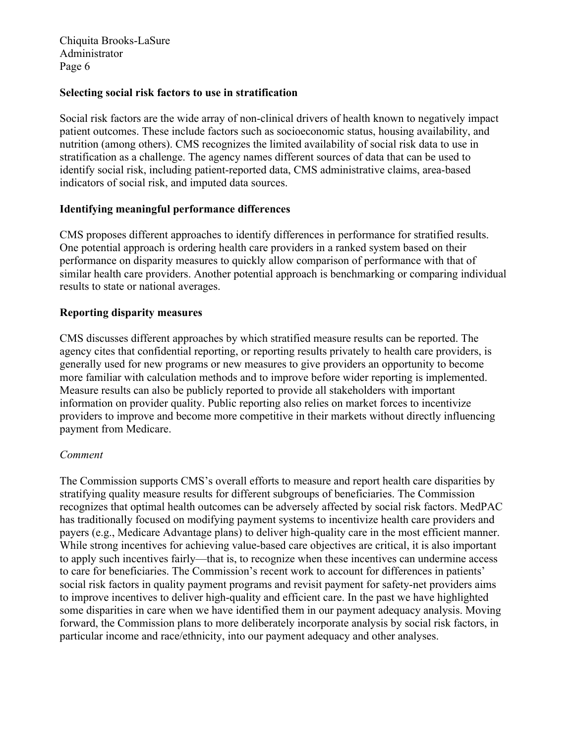**Selecting social risk factors to use in stratification**

Social risk factors are the wide array of non-clinical drivers of health known to negatively impact patient outcomes. These include factors such as socioeconomic status, housing availability, and nutrition (among others). CMS recognizes the limited availability of social risk data to use in stratification as a challenge. The agency names different sources of data that can be used to identify social risk, including patient-reported data, CMS administrative claims, area-based indicators of social risk, and imputed data sources.

**Identifying meaningful performance differences**

CMS proposes different approaches to identify differences in performance for stratified results. One potential approach is ordering health care providers in a ranked system based on their performance on disparity measures to quickly allow comparison of performance with that of similar health care providers. Another potential approach is benchmarking or comparing individual results to state or national averages.

**Reporting disparity measures**

CMS discusses different approaches by which stratified measure results can be reported. The agency cites that confidential reporting, or reporting results privately to health care providers, is generally used for new programs or new measures to give providers an opportunity to become more familiar with calculation methods and to improve before wider reporting is implemented. Measure results can also be publicly reported to provide all stakeholders with important information on provider quality. Public reporting also relies on market forces to incentivize providers to improve and become more competitive in their markets without directly influencing payment from Medicare.

*Comment*

The Commission supports CMS's overall efforts to measure and report health care disparities by stratifying quality measure results for different subgroups of beneficiaries. The Commission recognizes that optimal health outcomes can be adversely affected by social risk factors. MedPAC has traditionally focused on modifying payment systems to incentivize health care providers and payers (e.g., Medicare Advantage plans) to deliver high-quality care in the most efficient manner. While strong incentives for achieving value-based care objectives are critical, it is also important to apply such incentives fairly—that is, to recognize when these incentives can undermine access to care for beneficiaries. The Commission's recent work to account for differences in patients' social risk factors in quality payment programs and revisit payment for safety-net providers aims to improve incentives to deliver high-quality and efficient care. In the past we have highlighted some disparities in care when we have identified them in our payment adequacy analysis. Moving forward, the Commission plans to more deliberately incorporate analysis by social risk factors, in particular income and race/ethnicity, into our payment adequacy and other analyses.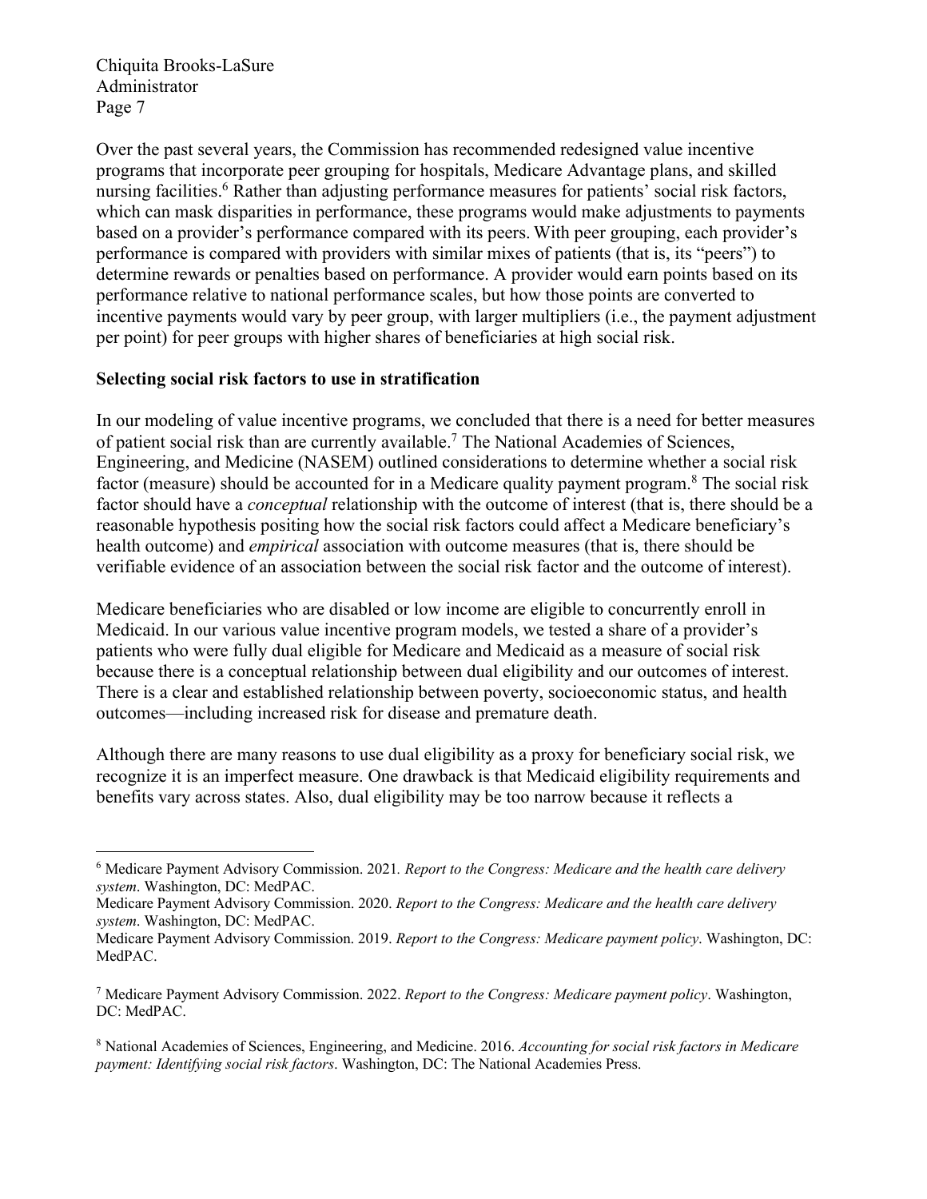Over the past several years, the Commission has recommended redesigned value incentive programs that incorporate peer grouping for hospitals, Medicare Advantage plans, and skilled nursing facilities.[6] Rather than adjusting performance measures for patients' social risk factors, which can mask disparities in performance, these programs would make adjustments to payments based on a provider's performance compared with its peers. With peer grouping, each provider's performance is compared with providers with similar mixes of patients (that is, its "peers") to determine rewards or penalties based on performance. A provider would earn points based on its performance relative to national performance scales, but how those points are converted to incentive payments would vary by peer group, with larger multipliers (i.e., the payment adjustment per point) for peer groups with higher shares of beneficiaries at high social risk.

**Selecting social risk factors to use in stratification**

In our modeling of value incentive programs, we concluded that there is a need for better measures of patient social risk than are currently available.[7] The National Academies of Sciences, Engineering, and Medicine (NASEM) outlined considerations to determine whether a social risk factor (measure) should be accounted for in a Medicare quality payment program.[8] The social risk factor should have a *conceptual* relationship with the outcome of interest (that is, there should be a reasonable hypothesis positing how the social risk factors could affect a Medicare beneficiary's health outcome) and *empirical* association with outcome measures (that is, there should be verifiable evidence of an association between the social risk factor and the outcome of interest).

Medicare beneficiaries who are disabled or low income are eligible to concurrently enroll in Medicaid. In our various value incentive program models, we tested a share of a provider's patients who were fully dual eligible for Medicare and Medicaid as a measure of social risk because there is a conceptual relationship between dual eligibility and our outcomes of interest. There is a clear and established relationship between poverty, socioeconomic status, and health outcomes—including increased risk for disease and premature death.

Although there are many reasons to use dual eligibility as a proxy for beneficiary social risk, we recognize it is an imperfect measure. One drawback is that Medicaid eligibility requirements and benefits vary across states. Also, dual eligibility may be too narrow because it reflects a

---

[6] Medicare Payment Advisory Commission. 2021. *Report to the Congress: Medicare and the health care delivery system*. Washington, DC: MedPAC.
Medicare Payment Advisory Commission. 2020. *Report to the Congress: Medicare and the health care delivery system*. Washington, DC: MedPAC.
Medicare Payment Advisory Commission. 2019. *Report to the Congress: Medicare payment policy*. Washington, DC: MedPAC.

[7] Medicare Payment Advisory Commission. 2022. *Report to the Congress: Medicare payment policy*. Washington, DC: MedPAC.

[8] National Academies of Sciences, Engineering, and Medicine. 2016. *Accounting for social risk factors in Medicare payment: Identifying social risk factors*. Washington, DC: The National Academies Press.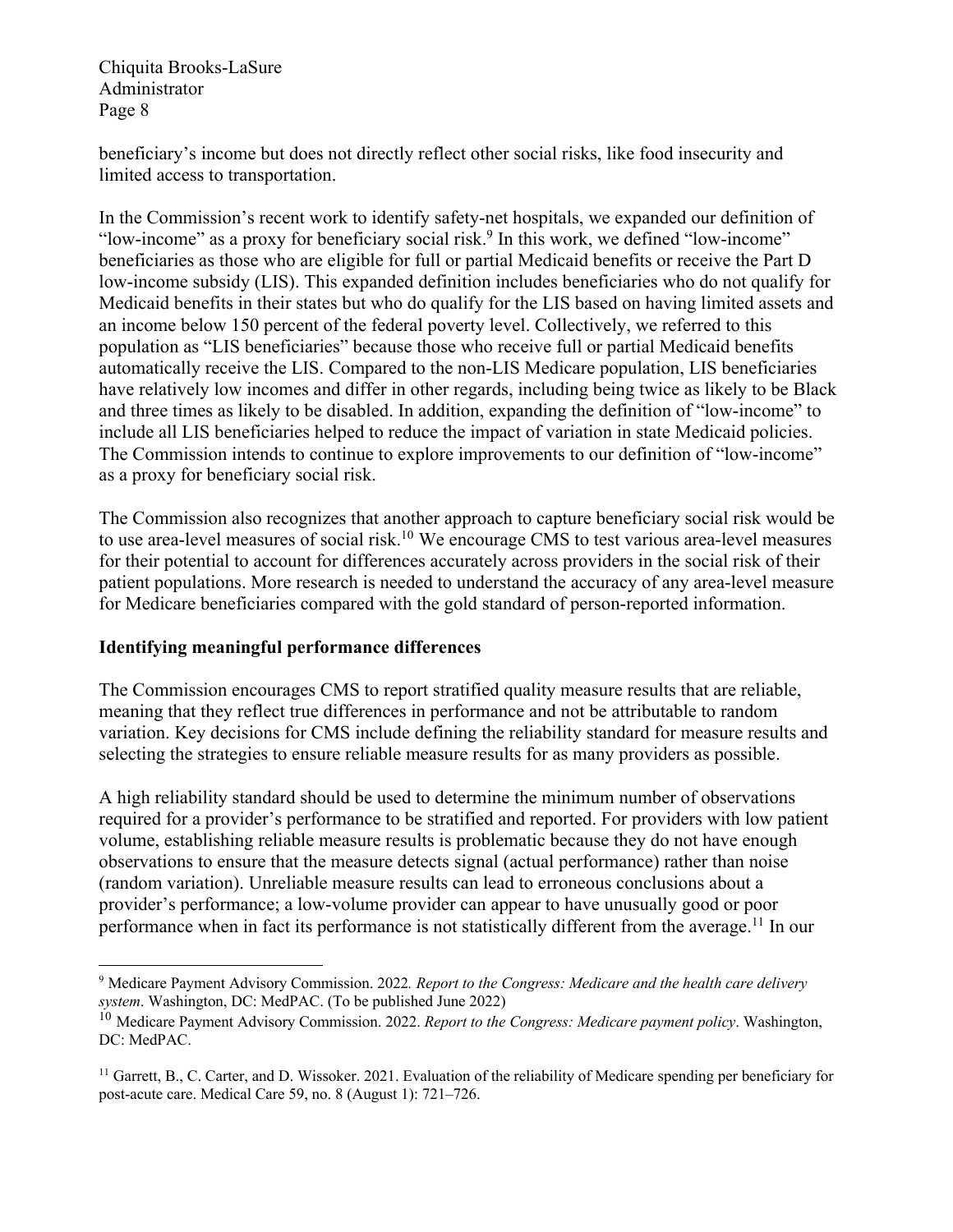beneficiary's income but does not directly reflect other social risks, like food insecurity and limited access to transportation.

In the Commission's recent work to identify safety-net hospitals, we expanded our definition of "low-income" as a proxy for beneficiary social risk.[9] In this work, we defined "low-income" beneficiaries as those who are eligible for full or partial Medicaid benefits or receive the Part D low-income subsidy (LIS). This expanded definition includes beneficiaries who do not qualify for Medicaid benefits in their states but who do qualify for the LIS based on having limited assets and an income below 150 percent of the federal poverty level. Collectively, we referred to this population as "LIS beneficiaries" because those who receive full or partial Medicaid benefits automatically receive the LIS. Compared to the non-LIS Medicare population, LIS beneficiaries have relatively low incomes and differ in other regards, including being twice as likely to be Black and three times as likely to be disabled. In addition, expanding the definition of "low-income" to include all LIS beneficiaries helped to reduce the impact of variation in state Medicaid policies. The Commission intends to continue to explore improvements to our definition of "low-income" as a proxy for beneficiary social risk.

The Commission also recognizes that another approach to capture beneficiary social risk would be to use area-level measures of social risk.[10] We encourage CMS to test various area-level measures for their potential to account for differences accurately across providers in the social risk of their patient populations. More research is needed to understand the accuracy of any area-level measure for Medicare beneficiaries compared with the gold standard of person-reported information.

**Identifying meaningful performance differences**

The Commission encourages CMS to report stratified quality measure results that are reliable, meaning that they reflect true differences in performance and not be attributable to random variation. Key decisions for CMS include defining the reliability standard for measure results and selecting the strategies to ensure reliable measure results for as many providers as possible.

A high reliability standard should be used to determine the minimum number of observations required for a provider's performance to be stratified and reported. For providers with low patient volume, establishing reliable measure results is problematic because they do not have enough observations to ensure that the measure detects signal (actual performance) rather than noise (random variation). Unreliable measure results can lead to erroneous conclusions about a provider's performance; a low-volume provider can appear to have unusually good or poor performance when in fact its performance is not statistically different from the average.[11] In our

---

[9] Medicare Payment Advisory Commission. 2022. *Report to the Congress: Medicare and the health care delivery system*. Washington, DC: MedPAC. (To be published June 2022)

[10] Medicare Payment Advisory Commission. 2022. *Report to the Congress: Medicare payment policy*. Washington, DC: MedPAC.

[11] Garrett, B., C. Carter, and D. Wissoker. 2021. Evaluation of the reliability of Medicare spending per beneficiary for post-acute care. Medical Care 59, no. 8 (August 1): 721–726.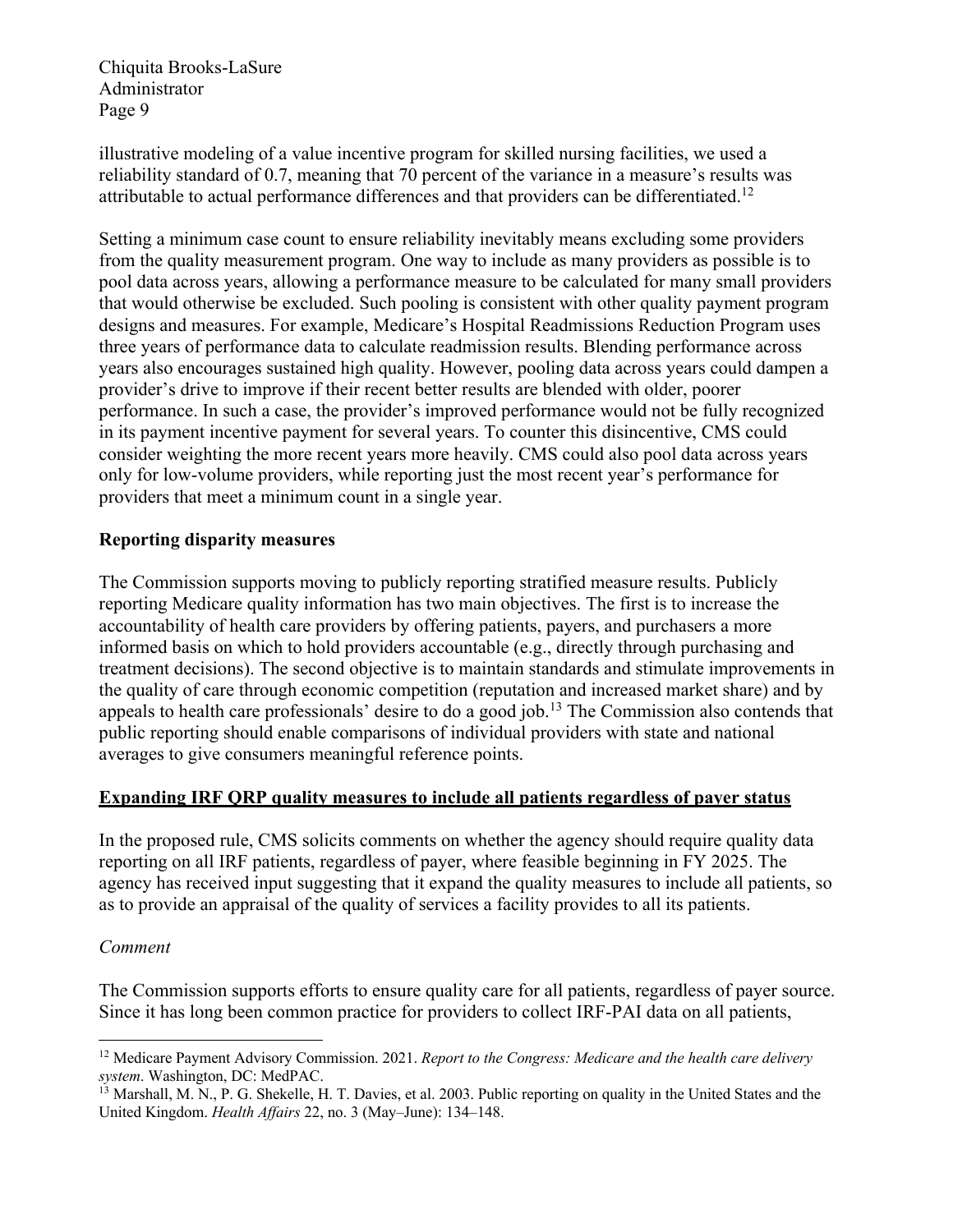illustrative modeling of a value incentive program for skilled nursing facilities, we used a reliability standard of 0.7, meaning that 70 percent of the variance in a measure's results was attributable to actual performance differences and that providers can be differentiated.[12]

Setting a minimum case count to ensure reliability inevitably means excluding some providers from the quality measurement program. One way to include as many providers as possible is to pool data across years, allowing a performance measure to be calculated for many small providers that would otherwise be excluded. Such pooling is consistent with other quality payment program designs and measures. For example, Medicare's Hospital Readmissions Reduction Program uses three years of performance data to calculate readmission results. Blending performance across years also encourages sustained high quality. However, pooling data across years could dampen a provider's drive to improve if their recent better results are blended with older, poorer performance. In such a case, the provider's improved performance would not be fully recognized in its payment incentive payment for several years. To counter this disincentive, CMS could consider weighting the more recent years more heavily. CMS could also pool data across years only for low-volume providers, while reporting just the most recent year's performance for providers that meet a minimum count in a single year.

**Reporting disparity measures**

The Commission supports moving to publicly reporting stratified measure results. Publicly reporting Medicare quality information has two main objectives. The first is to increase the accountability of health care providers by offering patients, payers, and purchasers a more informed basis on which to hold providers accountable (e.g., directly through purchasing and treatment decisions). The second objective is to maintain standards and stimulate improvements in the quality of care through economic competition (reputation and increased market share) and by appeals to health care professionals' desire to do a good job.[13] The Commission also contends that public reporting should enable comparisons of individual providers with state and national averages to give consumers meaningful reference points.

**Expanding IRF QRP quality measures to include all patients regardless of payer status**

In the proposed rule, CMS solicits comments on whether the agency should require quality data reporting on all IRF patients, regardless of payer, where feasible beginning in FY 2025. The agency has received input suggesting that it expand the quality measures to include all patients, so as to provide an appraisal of the quality of services a facility provides to all its patients.

*Comment*

The Commission supports efforts to ensure quality care for all patients, regardless of payer source. Since it has long been common practice for providers to collect IRF-PAI data on all patients,

---

[12] Medicare Payment Advisory Commission. 2021. *Report to the Congress: Medicare and the health care delivery system*. Washington, DC: MedPAC.

[13] Marshall, M. N., P. G. Shekelle, H. T. Davies, et al. 2003. Public reporting on quality in the United States and the United Kingdom. *Health Affairs* 22, no. 3 (May–June): 134–148.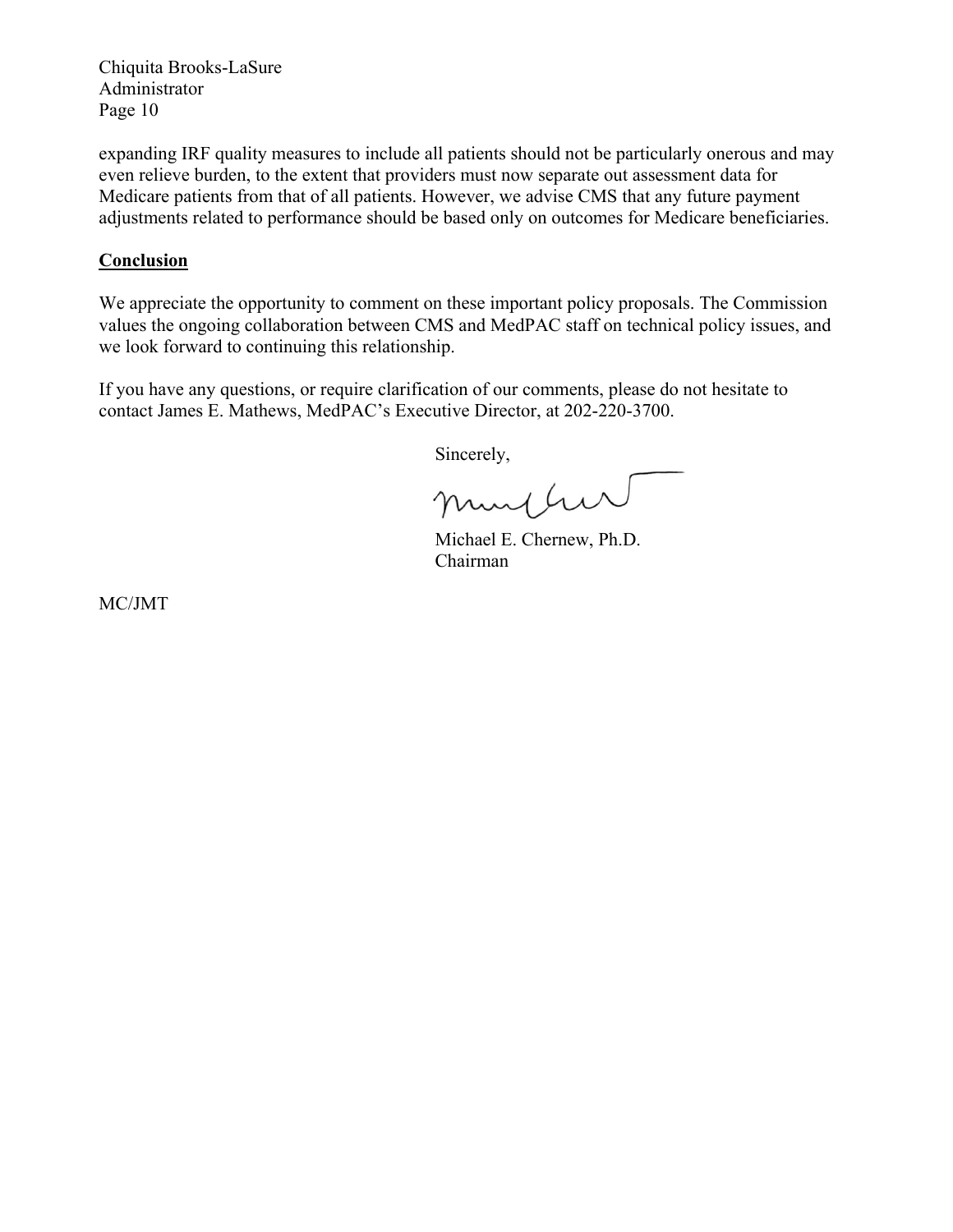expanding IRF quality measures to include all patients should not be particularly onerous and may even relieve burden, to the extent that providers must now separate out assessment data for Medicare patients from that of all patients. However, we advise CMS that any future payment adjustments related to performance should be based only on outcomes for Medicare beneficiaries.

## Conclusion

We appreciate the opportunity to comment on these important policy proposals. The Commission values the ongoing collaboration between CMS and MedPAC staff on technical policy issues, and we look forward to continuing this relationship.

If you have any questions, or require clarification of our comments, please do not hesitate to contact James E. Mathews, MedPAC's Executive Director, at 202-220-3700.

Sincerely,

Michael E. Chernew, Ph.D.
Chairman

MC/JMT